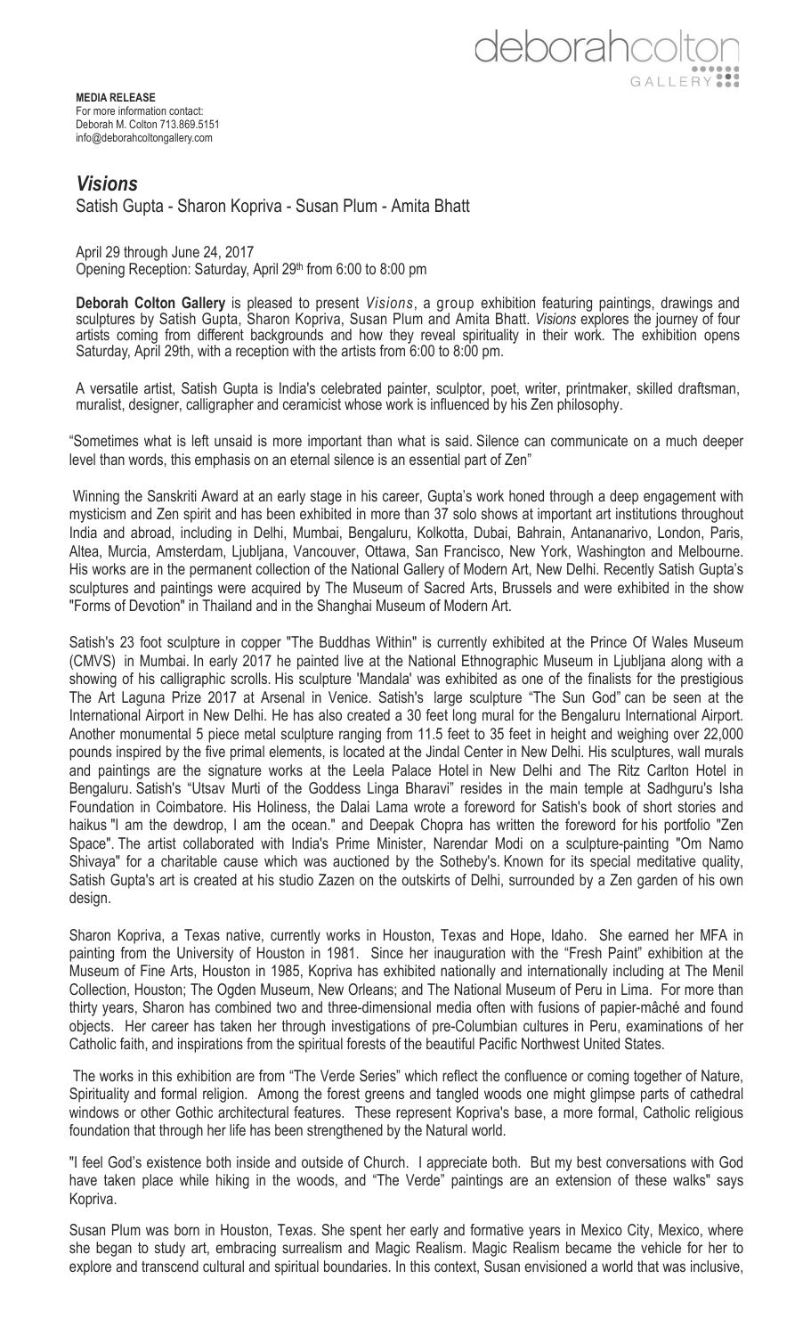deborahcolton GALLERY

**MEDIA RELEASE**
For more information contact:
Deborah M. Colton 713.869.5151
info@deborahcoltongallery.com

## *Visions*

Satish Gupta - Sharon Kopriva - Susan Plum - Amita Bhatt

April 29 through June 24, 2017
Opening Reception: Saturday, April 29th from 6:00 to 8:00 pm

**Deborah Colton Gallery** is pleased to present *Visions*, a group exhibition featuring paintings, drawings and sculptures by Satish Gupta, Sharon Kopriva, Susan Plum and Amita Bhatt. *Visions* explores the journey of four artists coming from different backgrounds and how they reveal spirituality in their work. The exhibition opens Saturday, April 29th, with a reception with the artists from 6:00 to 8:00 pm.

A versatile artist, Satish Gupta is India's celebrated painter, sculptor, poet, writer, printmaker, skilled draftsman, muralist, designer, calligrapher and ceramicist whose work is influenced by his Zen philosophy.

"Sometimes what is left unsaid is more important than what is said. Silence can communicate on a much deeper level than words, this emphasis on an eternal silence is an essential part of Zen"

Winning the Sanskriti Award at an early stage in his career, Gupta's work honed through a deep engagement with mysticism and Zen spirit and has been exhibited in more than 37 solo shows at important art institutions throughout India and abroad, including in Delhi, Mumbai, Bengaluru, Kolkotta, Dubai, Bahrain, Antananarivo, London, Paris, Altea, Murcia, Amsterdam, Ljubljana, Vancouver, Ottawa, San Francisco, New York, Washington and Melbourne. His works are in the permanent collection of the National Gallery of Modern Art, New Delhi. Recently Satish Gupta's sculptures and paintings were acquired by The Museum of Sacred Arts, Brussels and were exhibited in the show "Forms of Devotion" in Thailand and in the Shanghai Museum of Modern Art.

Satish's 23 foot sculpture in copper "The Buddhas Within" is currently exhibited at the Prince Of Wales Museum (CMVS) in Mumbai. In early 2017 he painted live at the National Ethnographic Museum in Ljubljana along with a showing of his calligraphic scrolls. His sculpture 'Mandala' was exhibited as one of the finalists for the prestigious The Art Laguna Prize 2017 at Arsenal in Venice. Satish's large sculpture "The Sun God" can be seen at the International Airport in New Delhi. He has also created a 30 feet long mural for the Bengaluru International Airport. Another monumental 5 piece metal sculpture ranging from 11.5 feet to 35 feet in height and weighing over 22,000 pounds inspired by the five primal elements, is located at the Jindal Center in New Delhi. His sculptures, wall murals and paintings are the signature works at the Leela Palace Hotel in New Delhi and The Ritz Carlton Hotel in Bengaluru. Satish's "Utsav Murti of the Goddess Linga Bharavi" resides in the main temple at Sadhguru's Isha Foundation in Coimbatore. His Holiness, the Dalai Lama wrote a foreword for Satish's book of short stories and haikus "I am the dewdrop, I am the ocean." and Deepak Chopra has written the foreword for his portfolio "Zen Space". The artist collaborated with India's Prime Minister, Narendar Modi on a sculpture-painting "Om Namo Shivaya" for a charitable cause which was auctioned by the Sotheby's. Known for its special meditative quality, Satish Gupta's art is created at his studio Zazen on the outskirts of Delhi, surrounded by a Zen garden of his own design.

Sharon Kopriva, a Texas native, currently works in Houston, Texas and Hope, Idaho. She earned her MFA in painting from the University of Houston in 1981. Since her inauguration with the "Fresh Paint" exhibition at the Museum of Fine Arts, Houston in 1985, Kopriva has exhibited nationally and internationally including at The Menil Collection, Houston; The Ogden Museum, New Orleans; and The National Museum of Peru in Lima. For more than thirty years, Sharon has combined two and three-dimensional media often with fusions of papier-mâché and found objects. Her career has taken her through investigations of pre-Columbian cultures in Peru, examinations of her Catholic faith, and inspirations from the spiritual forests of the beautiful Pacific Northwest United States.

The works in this exhibition are from "The Verde Series" which reflect the confluence or coming together of Nature, Spirituality and formal religion. Among the forest greens and tangled woods one might glimpse parts of cathedral windows or other Gothic architectural features. These represent Kopriva's base, a more formal, Catholic religious foundation that through her life has been strengthened by the Natural world.

"I feel God's existence both inside and outside of Church. I appreciate both. But my best conversations with God have taken place while hiking in the woods, and "The Verde" paintings are an extension of these walks" says Kopriva.

Susan Plum was born in Houston, Texas. She spent her early and formative years in Mexico City, Mexico, where she began to study art, embracing surrealism and Magic Realism. Magic Realism became the vehicle for her to explore and transcend cultural and spiritual boundaries. In this context, Susan envisioned a world that was inclusive,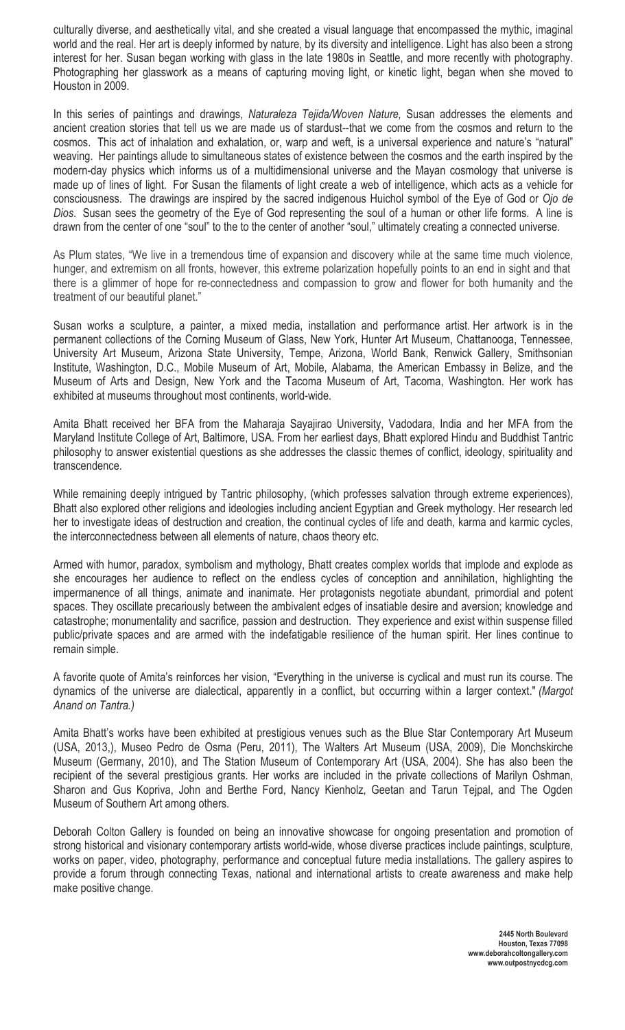culturally diverse, and aesthetically vital, and she created a visual language that encompassed the mythic, imaginal world and the real. Her art is deeply informed by nature, by its diversity and intelligence. Light has also been a strong interest for her. Susan began working with glass in the late 1980s in Seattle, and more recently with photography. Photographing her glasswork as a means of capturing moving light, or kinetic light, began when she moved to Houston in 2009.

In this series of paintings and drawings, *Naturaleza Tejida/Woven Nature,* Susan addresses the elements and ancient creation stories that tell us we are made us of stardust--that we come from the cosmos and return to the cosmos. This act of inhalation and exhalation, or, warp and weft, is a universal experience and nature's "natural" weaving. Her paintings allude to simultaneous states of existence between the cosmos and the earth inspired by the modern-day physics which informs us of a multidimensional universe and the Mayan cosmology that universe is made up of lines of light. For Susan the filaments of light create a web of intelligence, which acts as a vehicle for consciousness. The drawings are inspired by the sacred indigenous Huichol symbol of the Eye of God or *Ojo de Dios*. Susan sees the geometry of the Eye of God representing the soul of a human or other life forms. A line is drawn from the center of one "soul" to the to the center of another "soul," ultimately creating a connected universe.

As Plum states, "We live in a tremendous time of expansion and discovery while at the same time much violence, hunger, and extremism on all fronts, however, this extreme polarization hopefully points to an end in sight and that there is a glimmer of hope for re-connectedness and compassion to grow and flower for both humanity and the treatment of our beautiful planet."

Susan works a sculpture, a painter, a mixed media, installation and performance artist. Her artwork is in the permanent collections of the Corning Museum of Glass, New York, Hunter Art Museum, Chattanooga, Tennessee, University Art Museum, Arizona State University, Tempe, Arizona, World Bank, Renwick Gallery, Smithsonian Institute, Washington, D.C., Mobile Museum of Art, Mobile, Alabama, the American Embassy in Belize, and the Museum of Arts and Design, New York and the Tacoma Museum of Art, Tacoma, Washington. Her work has exhibited at museums throughout most continents, world-wide.

Amita Bhatt received her BFA from the Maharaja Sayajirao University, Vadodara, India and her MFA from the Maryland Institute College of Art, Baltimore, USA. From her earliest days, Bhatt explored Hindu and Buddhist Tantric philosophy to answer existential questions as she addresses the classic themes of conflict, ideology, spirituality and transcendence.

While remaining deeply intrigued by Tantric philosophy, (which professes salvation through extreme experiences), Bhatt also explored other religions and ideologies including ancient Egyptian and Greek mythology. Her research led her to investigate ideas of destruction and creation, the continual cycles of life and death, karma and karmic cycles, the interconnectedness between all elements of nature, chaos theory etc.

Armed with humor, paradox, symbolism and mythology, Bhatt creates complex worlds that implode and explode as she encourages her audience to reflect on the endless cycles of conception and annihilation, highlighting the impermanence of all things, animate and inanimate. Her protagonists negotiate abundant, primordial and potent spaces. They oscillate precariously between the ambivalent edges of insatiable desire and aversion; knowledge and catastrophe; monumentality and sacrifice, passion and destruction. They experience and exist within suspense filled public/private spaces and are armed with the indefatigable resilience of the human spirit. Her lines continue to remain simple.

A favorite quote of Amita's reinforces her vision, "Everything in the universe is cyclical and must run its course. The dynamics of the universe are dialectical, apparently in a conflict, but occurring within a larger context." *(Margot Anand on Tantra.)*

Amita Bhatt's works have been exhibited at prestigious venues such as the Blue Star Contemporary Art Museum (USA, 2013,), Museo Pedro de Osma (Peru, 2011), The Walters Art Museum (USA, 2009), Die Monchskirche Museum (Germany, 2010), and The Station Museum of Contemporary Art (USA, 2004). She has also been the recipient of the several prestigious grants. Her works are included in the private collections of Marilyn Oshman, Sharon and Gus Kopriva, John and Berthe Ford, Nancy Kienholz, Geetan and Tarun Tejpal, and The Ogden Museum of Southern Art among others.

Deborah Colton Gallery is founded on being an innovative showcase for ongoing presentation and promotion of strong historical and visionary contemporary artists world-wide, whose diverse practices include paintings, sculpture, works on paper, video, photography, performance and conceptual future media installations. The gallery aspires to provide a forum through connecting Texas, national and international artists to create awareness and make help make positive change.

**2445 North Boulevard**
**Houston, Texas 77098**
**www.deborahcoltongallery.com**
**www.outpostnycdcg.com**